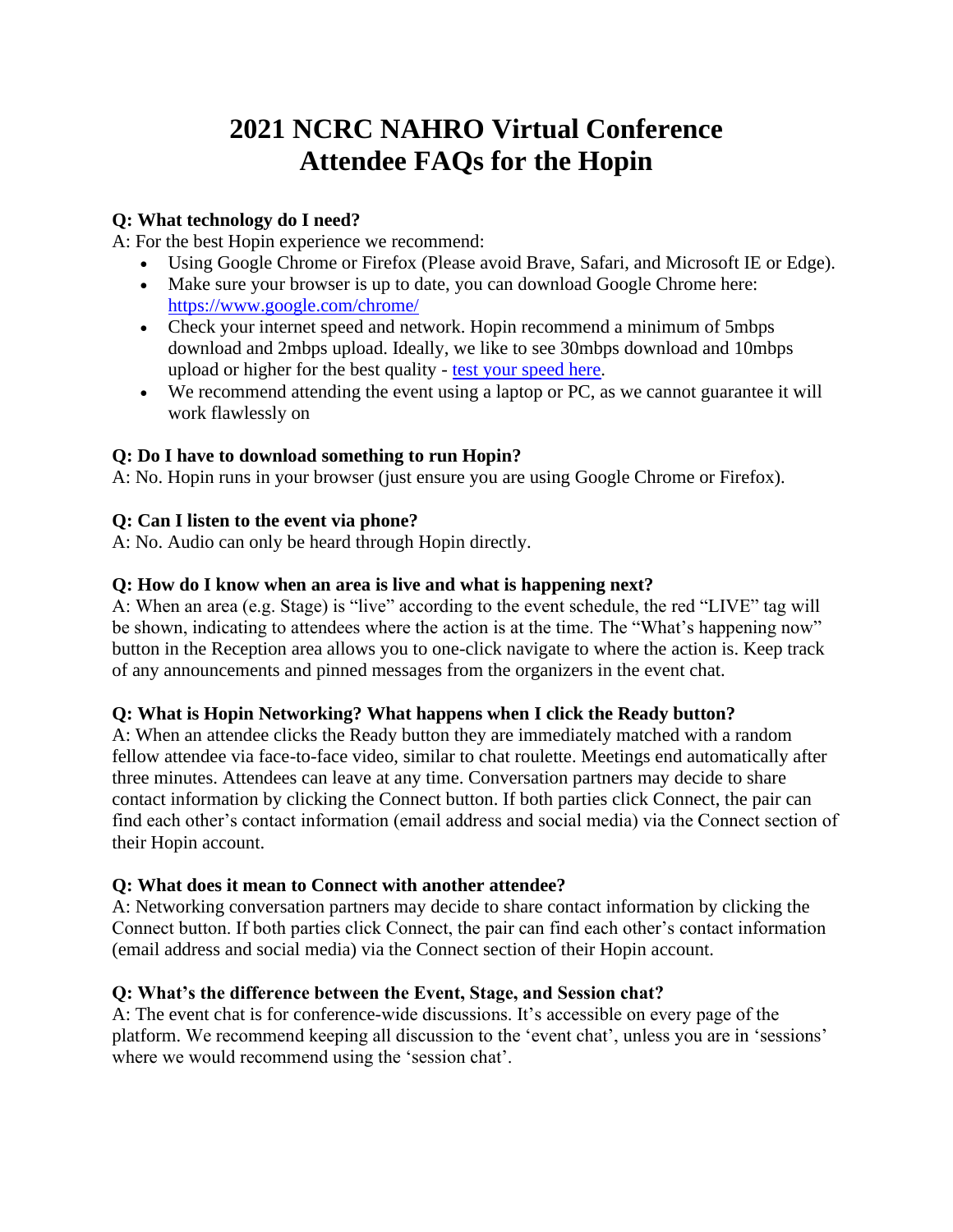# 2021 NCRC NAHRO Virtual Conference
# Attendee FAQs for the Hopin

**Q: What technology do I need?**

A: For the best Hopin experience we recommend:

- Using Google Chrome or Firefox (Please avoid Brave, Safari, and Microsoft IE or Edge).
- Make sure your browser is up to date, you can download Google Chrome here: https://www.google.com/chrome/
- Check your internet speed and network. Hopin recommend a minimum of 5mbps download and 2mbps upload. Ideally, we like to see 30mbps download and 10mbps upload or higher for the best quality - test your speed here.
- We recommend attending the event using a laptop or PC, as we cannot guarantee it will work flawlessly on

**Q: Do I have to download something to run Hopin?**

A: No. Hopin runs in your browser (just ensure you are using Google Chrome or Firefox).

**Q: Can I listen to the event via phone?**

A: No. Audio can only be heard through Hopin directly.

**Q: How do I know when an area is live and what is happening next?**

A: When an area (e.g. Stage) is "live" according to the event schedule, the red "LIVE" tag will be shown, indicating to attendees where the action is at the time. The "What's happening now" button in the Reception area allows you to one-click navigate to where the action is. Keep track of any announcements and pinned messages from the organizers in the event chat.

**Q: What is Hopin Networking? What happens when I click the Ready button?**

A: When an attendee clicks the Ready button they are immediately matched with a random fellow attendee via face-to-face video, similar to chat roulette. Meetings end automatically after three minutes. Attendees can leave at any time. Conversation partners may decide to share contact information by clicking the Connect button. If both parties click Connect, the pair can find each other's contact information (email address and social media) via the Connect section of their Hopin account.

**Q: What does it mean to Connect with another attendee?**

A: Networking conversation partners may decide to share contact information by clicking the Connect button. If both parties click Connect, the pair can find each other's contact information (email address and social media) via the Connect section of their Hopin account.

**Q: What's the difference between the Event, Stage, and Session chat?**

A: The event chat is for conference-wide discussions. It's accessible on every page of the platform. We recommend keeping all discussion to the 'event chat', unless you are in 'sessions' where we would recommend using the 'session chat'.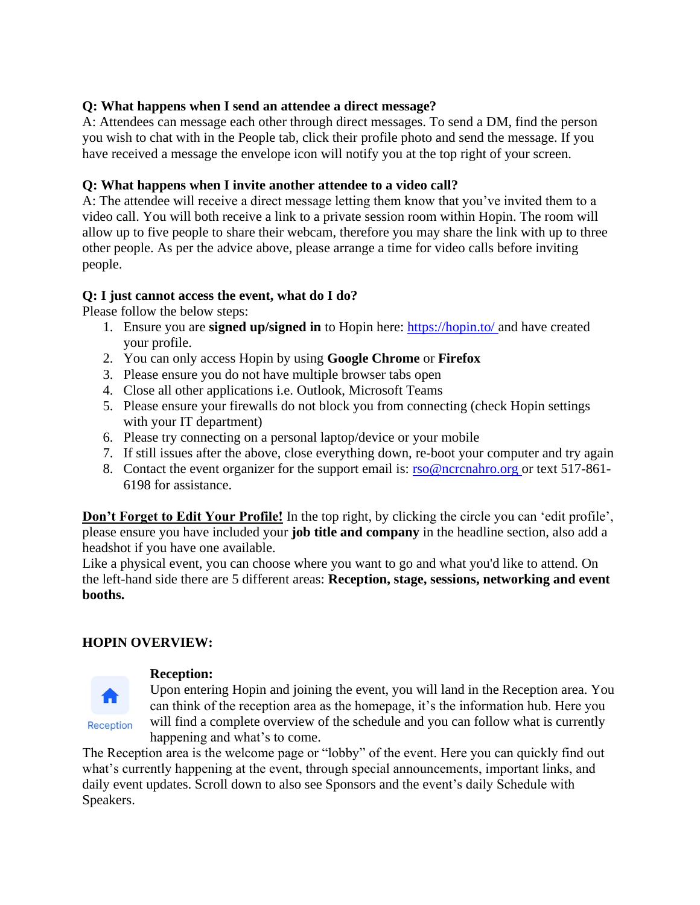**Q: What happens when I send an attendee a direct message?**
A: Attendees can message each other through direct messages. To send a DM, find the person you wish to chat with in the People tab, click their profile photo and send the message. If you have received a message the envelope icon will notify you at the top right of your screen.

**Q: What happens when I invite another attendee to a video call?**
A: The attendee will receive a direct message letting them know that you've invited them to a video call. You will both receive a link to a private session room within Hopin. The room will allow up to five people to share their webcam, therefore you may share the link with up to three other people. As per the advice above, please arrange a time for video calls before inviting people.

**Q: I just cannot access the event, what do I do?**
Please follow the below steps:

1. Ensure you are **signed up/signed in** to Hopin here: https://hopin.to/ and have created your profile.
2. You can only access Hopin by using **Google Chrome** or **Firefox**
3. Please ensure you do not have multiple browser tabs open
4. Close all other applications i.e. Outlook, Microsoft Teams
5. Please ensure your firewalls do not block you from connecting (check Hopin settings with your IT department)
6. Please try connecting on a personal laptop/device or your mobile
7. If still issues after the above, close everything down, re-boot your computer and try again
8. Contact the event organizer for the support email is: rso@ncrcnahro.org or text 517-861-6198 for assistance.

**Don't Forget to Edit Your Profile!** In the top right, by clicking the circle you can 'edit profile', please ensure you have included your **job title and company** in the headline section, also add a headshot if you have one available.
Like a physical event, you can choose where you want to go and what you'd like to attend. On the left-hand side there are 5 different areas: **Reception, stage, sessions, networking and event booths.**

**HOPIN OVERVIEW:**

Reception

**Reception:**
Upon entering Hopin and joining the event, you will land in the Reception area. You can think of the reception area as the homepage, it's the information hub. Here you will find a complete overview of the schedule and you can follow what is currently happening and what's to come.
The Reception area is the welcome page or "lobby" of the event. Here you can quickly find out what's currently happening at the event, through special announcements, important links, and daily event updates. Scroll down to also see Sponsors and the event's daily Schedule with Speakers.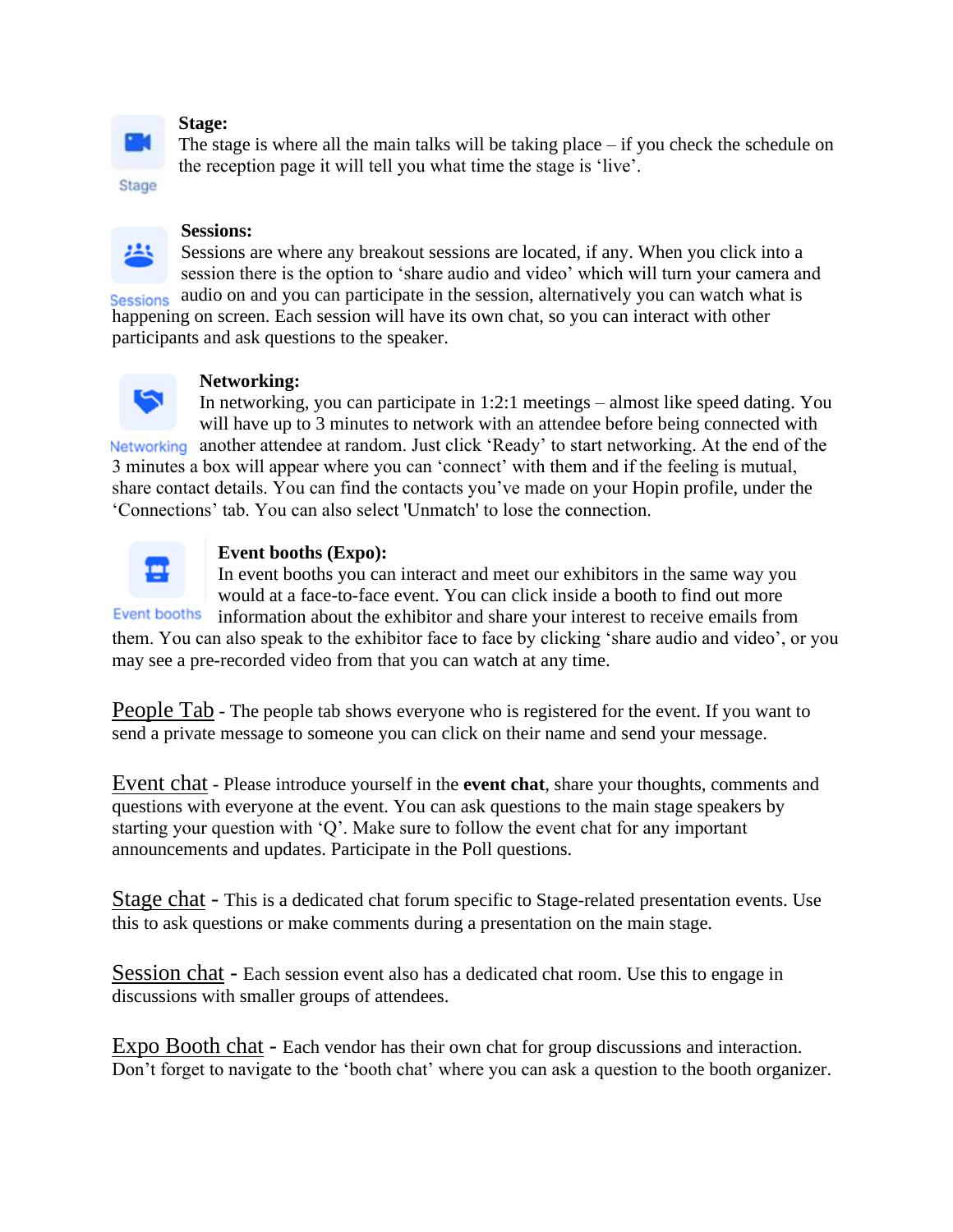Stage

**Stage:**
The stage is where all the main talks will be taking place – if you check the schedule on the reception page it will tell you what time the stage is 'live'.

Sessions

**Sessions:**
Sessions are where any breakout sessions are located, if any. When you click into a session there is the option to 'share audio and video' which will turn your camera and audio on and you can participate in the session, alternatively you can watch what is happening on screen. Each session will have its own chat, so you can interact with other participants and ask questions to the speaker.

Networking

**Networking:**
In networking, you can participate in 1:2:1 meetings – almost like speed dating. You will have up to 3 minutes to network with an attendee before being connected with another attendee at random. Just click 'Ready' to start networking. At the end of the 3 minutes a box will appear where you can 'connect' with them and if the feeling is mutual, share contact details. You can find the contacts you've made on your Hopin profile, under the 'Connections' tab. You can also select 'Unmatch' to lose the connection.

Event booths

**Event booths (Expo):**
In event booths you can interact and meet our exhibitors in the same way you would at a face-to-face event. You can click inside a booth to find out more information about the exhibitor and share your interest to receive emails from them. You can also speak to the exhibitor face to face by clicking 'share audio and video', or you may see a pre-recorded video from that you can watch at any time.

People Tab - The people tab shows everyone who is registered for the event. If you want to send a private message to someone you can click on their name and send your message.

Event chat - Please introduce yourself in the **event chat**, share your thoughts, comments and questions with everyone at the event. You can ask questions to the main stage speakers by starting your question with 'Q'. Make sure to follow the event chat for any important announcements and updates. Participate in the Poll questions.

Stage chat - This is a dedicated chat forum specific to Stage-related presentation events. Use this to ask questions or make comments during a presentation on the main stage.

Session chat - Each session event also has a dedicated chat room. Use this to engage in discussions with smaller groups of attendees.

Expo Booth chat - Each vendor has their own chat for group discussions and interaction. Don't forget to navigate to the 'booth chat' where you can ask a question to the booth organizer.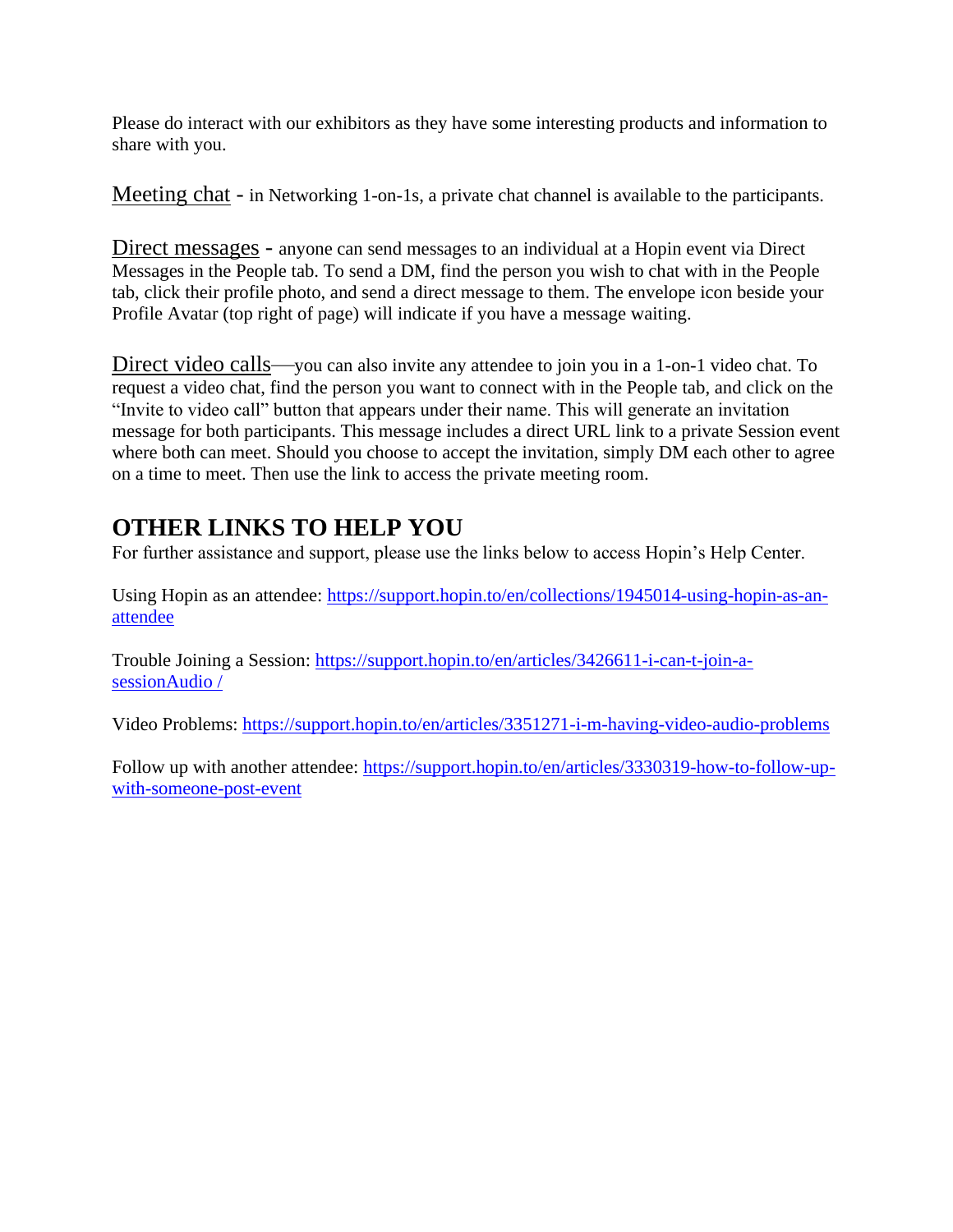Please do interact with our exhibitors as they have some interesting products and information to share with you.

Meeting chat - in Networking 1-on-1s, a private chat channel is available to the participants.

Direct messages - anyone can send messages to an individual at a Hopin event via Direct Messages in the People tab. To send a DM, find the person you wish to chat with in the People tab, click their profile photo, and send a direct message to them. The envelope icon beside your Profile Avatar (top right of page) will indicate if you have a message waiting.

Direct video calls—you can also invite any attendee to join you in a 1-on-1 video chat. To request a video chat, find the person you want to connect with in the People tab, and click on the "Invite to video call" button that appears under their name. This will generate an invitation message for both participants. This message includes a direct URL link to a private Session event where both can meet. Should you choose to accept the invitation, simply DM each other to agree on a time to meet. Then use the link to access the private meeting room.

## OTHER LINKS TO HELP YOU

For further assistance and support, please use the links below to access Hopin's Help Center.

Using Hopin as an attendee: https://support.hopin.to/en/collections/1945014-using-hopin-as-an-attendee

Trouble Joining a Session: https://support.hopin.to/en/articles/3426611-i-can-t-join-a-sessionAudio /

Video Problems: https://support.hopin.to/en/articles/3351271-i-m-having-video-audio-problems

Follow up with another attendee: https://support.hopin.to/en/articles/3330319-how-to-follow-up-with-someone-post-event